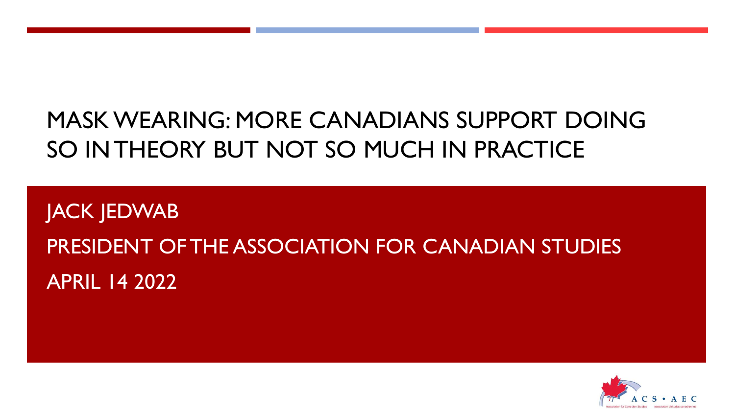# MASK WEARING: MORE CANADIANS SUPPORT DOING SO IN THEORY BUT NOT SO MUCH IN PRACTICE

JACK JEDWAB

PRESIDENT OF THE ASSOCIATION FOR CANADIAN STUDIES

APRIL 14 2022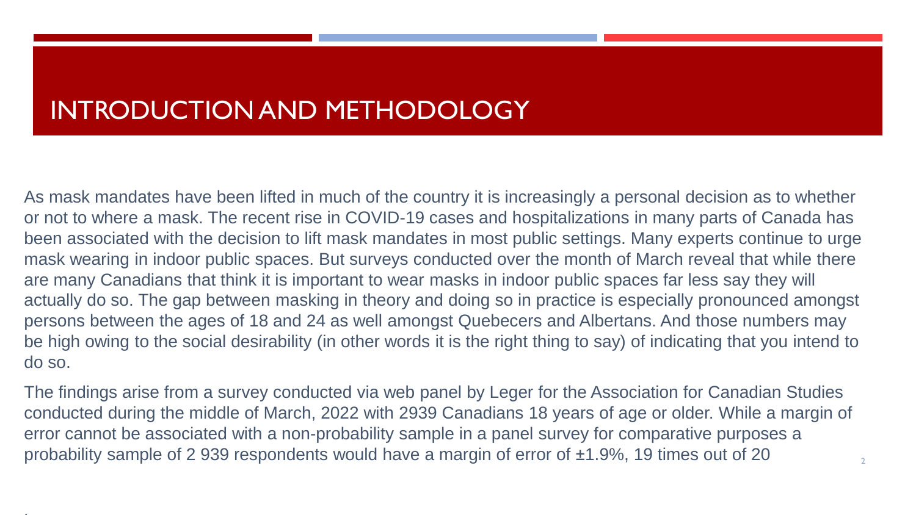# INTRODUCTION AND METHODOLOGY

As mask mandates have been lifted in much of the country it is increasingly a personal decision as to whether or not to where a mask. The recent rise in COVID-19 cases and hospitalizations in many parts of Canada has been associated with the decision to lift mask mandates in most public settings. Many experts continue to urge mask wearing in indoor public spaces. But surveys conducted over the month of March reveal that while there are many Canadians that think it is important to wear masks in indoor public spaces far less say they will actually do so. The gap between masking in theory and doing so in practice is especially pronounced amongst persons between the ages of 18 and 24 as well amongst Quebecers and Albertans. And those numbers may be high owing to the social desirability (in other words it is the right thing to say) of indicating that you intend to do so.

The findings arise from a survey conducted via web panel by Leger for the Association for Canadian Studies conducted during the middle of March, 2022 with 2939 Canadians 18 years of age or older. While a margin of error cannot be associated with a non-probability sample in a panel survey for comparative purposes a probability sample of 2 939 respondents would have a margin of error of ±1.9%, 19 times out of 20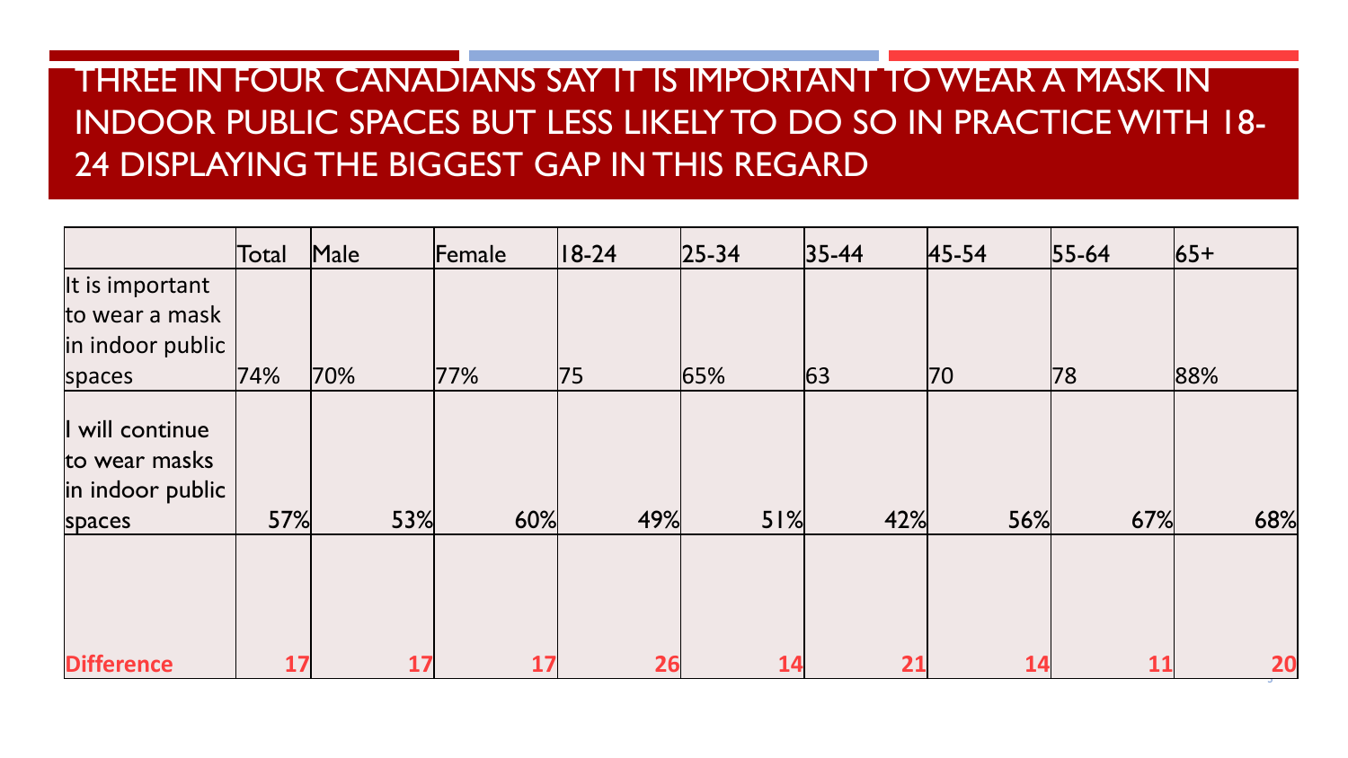# THREE IN FOUR CANADIANS SAY IT IS IMPORTANT TO WEAR A MASK IN INDOOR PUBLIC SPACES BUT LESS LIKELY TO DO SO IN PRACTICE WITH 18-24 DISPLAYING THE BIGGEST GAP IN THIS REGARD

| | Total | Male | Female | 18-24 | 25-34 | 35-44 | 45-54 | 55-64 | 65+ |
|---|---|---|---|---|---|---|---|---|---|
| It is important to wear a mask in indoor public spaces | 74% | 70% | 77% | 75 | 65% | 63 | 70 | 78 | 88% |
| I will continue to wear masks in indoor public spaces | 57% | 53% | 60% | 49% | 51% | 42% | 56% | 67% | 68% |
| **Difference** | **17** | **17** | **17** | **26** | **14** | **21** | **14** | **11** | **20** |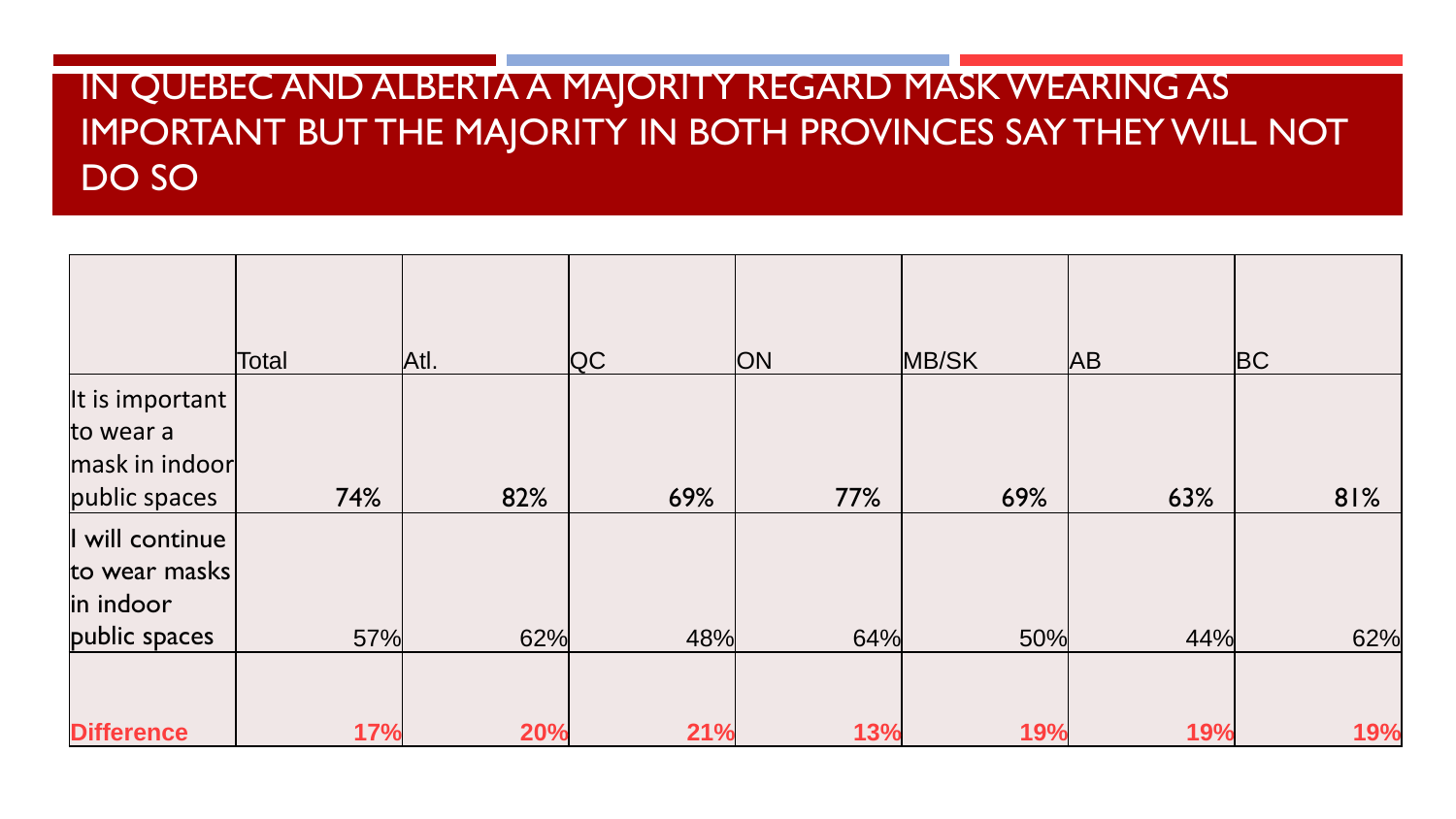# IN QUEBEC AND ALBERTA A MAJORITY REGARD MASK WEARING AS IMPORTANT BUT THE MAJORITY IN BOTH PROVINCES SAY THEY WILL NOT DO SO

| | Total | Atl. | QC | ON | MB/SK | AB | BC |
|---|---|---|---|---|---|---|---|
| It is important to wear a mask in indoor public spaces | 74% | 82% | 69% | 77% | 69% | 63% | 81% |
| I will continue to wear masks in indoor public spaces | 57% | 62% | 48% | 64% | 50% | 44% | 62% |
| **Difference** | **17%** | **20%** | **21%** | **13%** | **19%** | **19%** | **19%** |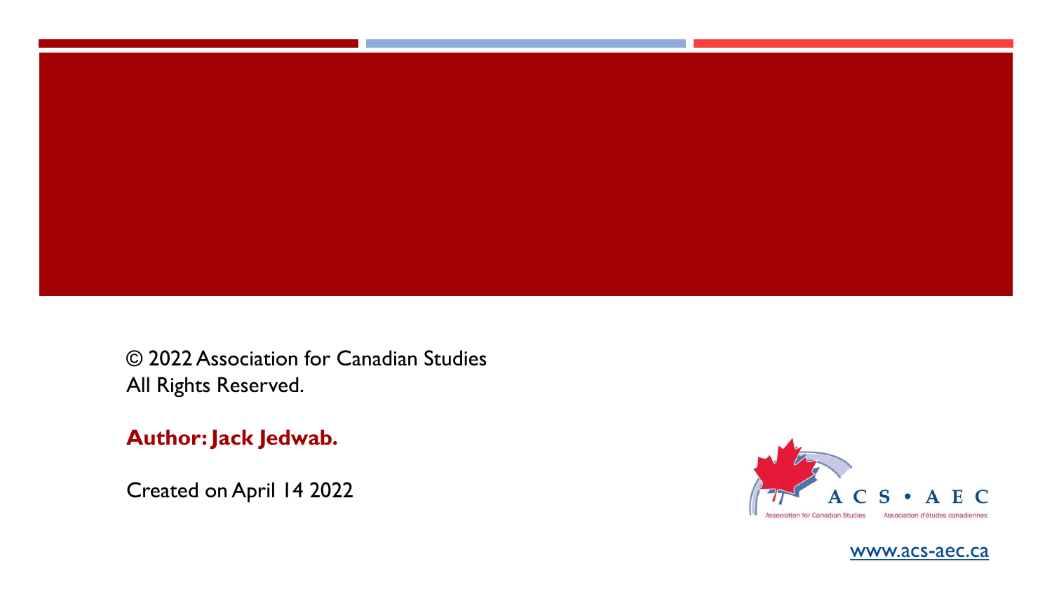© 2022 Association for Canadian Studies
All Rights Reserved.

**Author: Jack Jedwab.**

Created on April 14 2022

ACS • AEC

Association for Canadian Studies    Association d'études canadiennes

www.acs-aec.ca